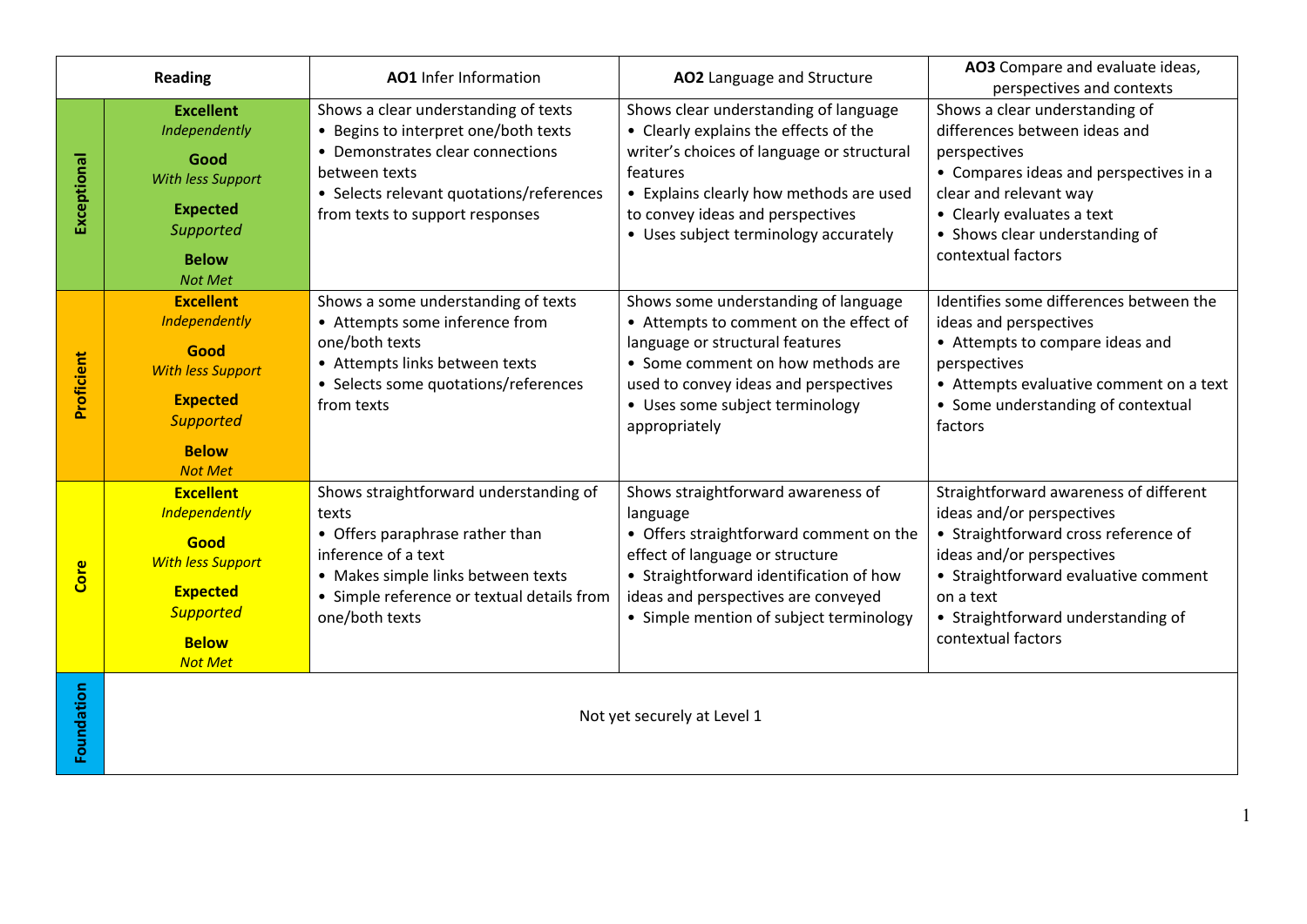| Reading | | AO1 Infer Information | AO2 Language and Structure | AO3 Compare and evaluate ideas, perspectives and contexts |
|---|---|---|---|---|
| **Exceptional** | **Excellent** *Independently*<br>**Good** *With less Support*<br>**Expected** *Supported*<br>**Below** *Not Met* | Shows a clear understanding of texts<br>• Begins to interpret one/both texts<br>• Demonstrates clear connections between texts<br>• Selects relevant quotations/references from texts to support responses | Shows clear understanding of language<br>• Clearly explains the effects of the writer's choices of language or structural features<br>• Explains clearly how methods are used to convey ideas and perspectives<br>• Uses subject terminology accurately | Shows a clear understanding of differences between ideas and perspectives<br>• Compares ideas and perspectives in a clear and relevant way<br>• Clearly evaluates a text<br>• Shows clear understanding of contextual factors |
| **Proficient** | **Excellent** *Independently*<br>**Good** *With less Support*<br>**Expected** *Supported*<br>**Below** *Not Met* | Shows a some understanding of texts<br>• Attempts some inference from one/both texts<br>• Attempts links between texts<br>• Selects some quotations/references from texts | Shows some understanding of language<br>• Attempts to comment on the effect of language or structural features<br>• Some comment on how methods are used to convey ideas and perspectives<br>• Uses some subject terminology appropriately | Identifies some differences between the ideas and perspectives<br>• Attempts to compare ideas and perspectives<br>• Attempts evaluative comment on a text<br>• Some understanding of contextual factors |
| **Core** | **Excellent** *Independently*<br>**Good** *With less Support*<br>**Expected** *Supported*<br>**Below** *Not Met* | Shows straightforward understanding of texts<br>• Offers paraphrase rather than inference of a text<br>• Makes simple links between texts<br>• Simple reference or textual details from one/both texts | Shows straightforward awareness of language<br>• Offers straightforward comment on the effect of language or structure<br>• Straightforward identification of how ideas and perspectives are conveyed<br>• Simple mention of subject terminology | Straightforward awareness of different ideas and/or perspectives<br>• Straightforward cross reference of ideas and/or perspectives<br>• Straightforward evaluative comment on a text<br>• Straightforward understanding of contextual factors |
| **Foundation** | Not yet securely at Level 1 | | | |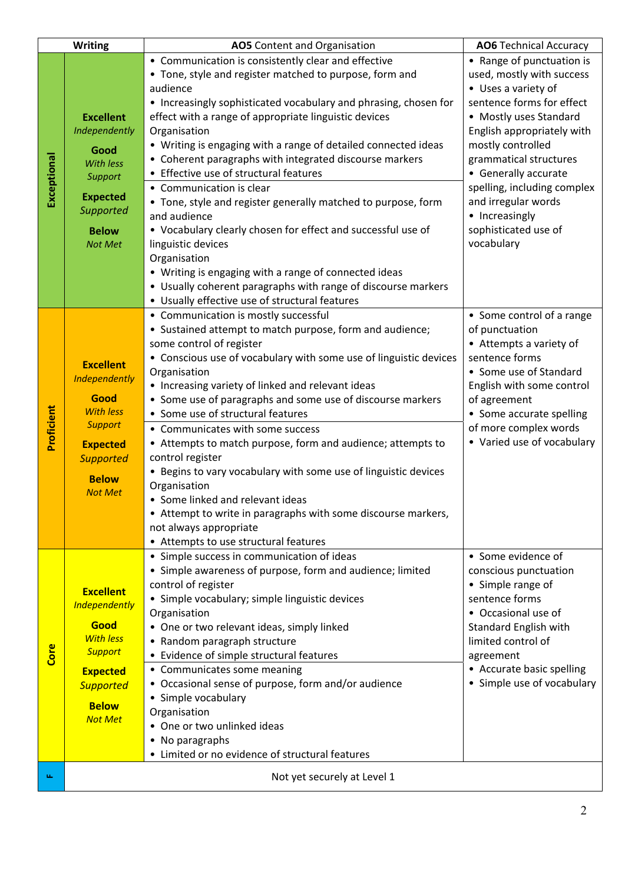| Writing | | AO5 Content and Organisation | AO6 Technical Accuracy |
|---|---|---|---|
| **Exceptional** | **Excellent** *Independently* **Good** *With less Support* | • Communication is consistently clear and effective<br>• Tone, style and register matched to purpose, form and audience<br>• Increasingly sophisticated vocabulary and phrasing, chosen for effect with a range of appropriate linguistic devices<br>Organisation<br>• Writing is engaging with a range of detailed connected ideas<br>• Coherent paragraphs with integrated discourse markers<br>• Effective use of structural features | • Range of punctuation is used, mostly with success<br>• Uses a variety of sentence forms for effect<br>• Mostly uses Standard English appropriately with mostly controlled grammatical structures<br>• Generally accurate spelling, including complex and irregular words<br>• Increasingly sophisticated use of vocabulary |
| | **Expected** *Supported* **Below** *Not Met* | • Communication is clear<br>• Tone, style and register generally matched to purpose, form and audience<br>• Vocabulary clearly chosen for effect and successful use of linguistic devices<br>Organisation<br>• Writing is engaging with a range of connected ideas<br>• Usually coherent paragraphs with range of discourse markers<br>• Usually effective use of structural features | |
| **Proficient** | **Excellent** *Independently* **Good** *With less Support* | • Communication is mostly successful<br>• Sustained attempt to match purpose, form and audience; some control of register<br>• Conscious use of vocabulary with some use of linguistic devices<br>Organisation<br>• Increasing variety of linked and relevant ideas<br>• Some use of paragraphs and some use of discourse markers<br>• Some use of structural features | • Some control of a range of punctuation<br>• Attempts a variety of sentence forms<br>• Some use of Standard English with some control of agreement<br>• Some accurate spelling of more complex words<br>• Varied use of vocabulary |
| | **Expected** *Supported* **Below** *Not Met* | • Communicates with some success<br>• Attempts to match purpose, form and audience; attempts to control register<br>• Begins to vary vocabulary with some use of linguistic devices<br>Organisation<br>• Some linked and relevant ideas<br>• Attempt to write in paragraphs with some discourse markers, not always appropriate<br>• Attempts to use structural features | |
| **Core** | **Excellent** *Independently* **Good** *With less Support* | • Simple success in communication of ideas<br>• Simple awareness of purpose, form and audience; limited control of register<br>• Simple vocabulary; simple linguistic devices<br>Organisation<br>• One or two relevant ideas, simply linked<br>• Random paragraph structure<br>• Evidence of simple structural features | • Some evidence of conscious punctuation<br>• Simple range of sentence forms<br>• Occasional use of Standard English with limited control of agreement<br>• Accurate basic spelling<br>• Simple use of vocabulary |
| | **Expected** *Supported* **Below** *Not Met* | • Communicates some meaning<br>• Occasional sense of purpose, form and/or audience<br>• Simple vocabulary<br>Organisation<br>• One or two unlinked ideas<br>• No paragraphs<br>• Limited or no evidence of structural features | |
| **F** | Not yet securely at Level 1 | | |